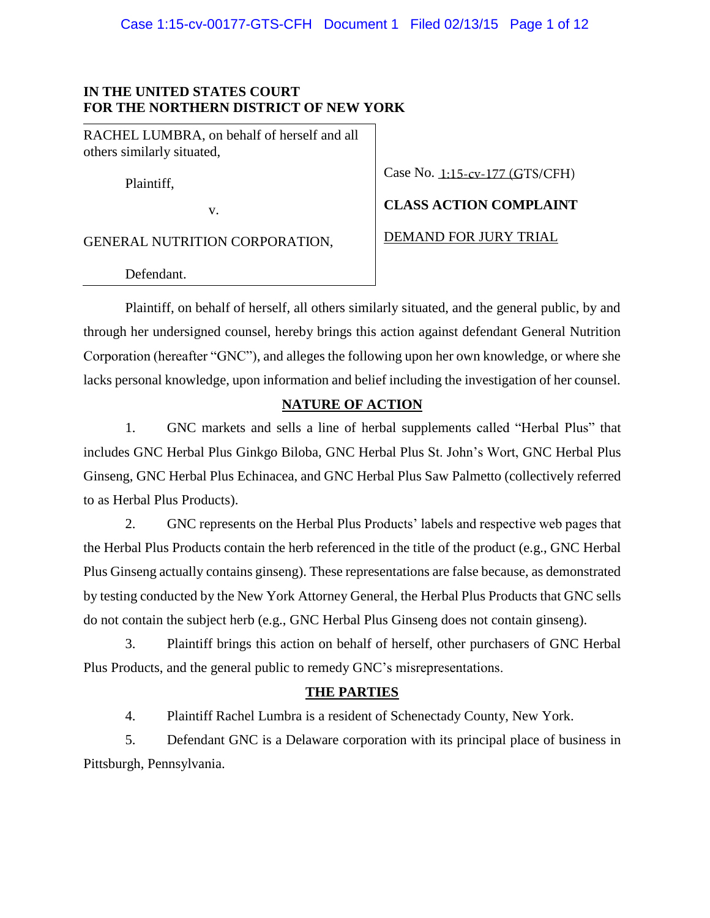**IN THE UNITED STATES COURT**
**FOR THE NORTHERN DISTRICT OF NEW YORK**

RACHEL LUMBRA, on behalf of herself and all others similarly situated,

Plaintiff,

v.

GENERAL NUTRITION CORPORATION,

Defendant.

Case No. 1:15-cv-177 (GTS/CFH)

**CLASS ACTION COMPLAINT**

DEMAND FOR JURY TRIAL

Plaintiff, on behalf of herself, all others similarly situated, and the general public, by and through her undersigned counsel, hereby brings this action against defendant General Nutrition Corporation (hereafter "GNC"), and alleges the following upon her own knowledge, or where she lacks personal knowledge, upon information and belief including the investigation of her counsel.

## NATURE OF ACTION

1. GNC markets and sells a line of herbal supplements called "Herbal Plus" that includes GNC Herbal Plus Ginkgo Biloba, GNC Herbal Plus St. John's Wort, GNC Herbal Plus Ginseng, GNC Herbal Plus Echinacea, and GNC Herbal Plus Saw Palmetto (collectively referred to as Herbal Plus Products).

2. GNC represents on the Herbal Plus Products' labels and respective web pages that the Herbal Plus Products contain the herb referenced in the title of the product (e.g., GNC Herbal Plus Ginseng actually contains ginseng). These representations are false because, as demonstrated by testing conducted by the New York Attorney General, the Herbal Plus Products that GNC sells do not contain the subject herb (e.g., GNC Herbal Plus Ginseng does not contain ginseng).

3. Plaintiff brings this action on behalf of herself, other purchasers of GNC Herbal Plus Products, and the general public to remedy GNC's misrepresentations.

## THE PARTIES

4. Plaintiff Rachel Lumbra is a resident of Schenectady County, New York.

5. Defendant GNC is a Delaware corporation with its principal place of business in Pittsburgh, Pennsylvania.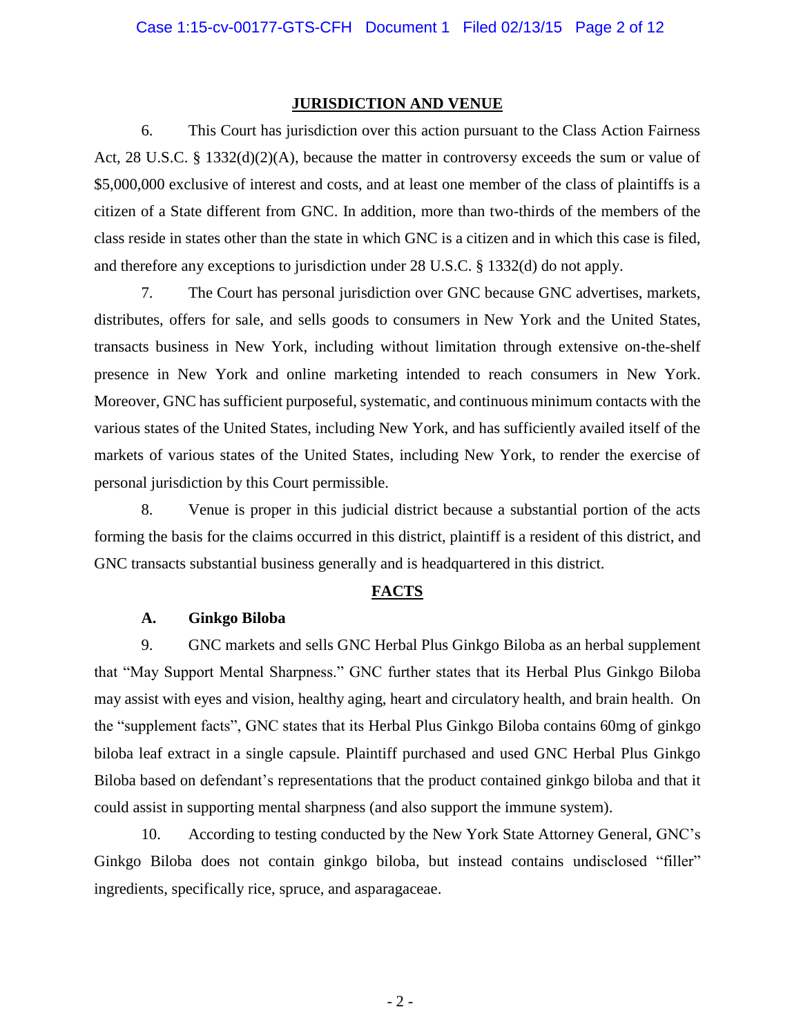## JURISDICTION AND VENUE

6. This Court has jurisdiction over this action pursuant to the Class Action Fairness Act, 28 U.S.C. § 1332(d)(2)(A), because the matter in controversy exceeds the sum or value of $5,000,000 exclusive of interest and costs, and at least one member of the class of plaintiffs is a citizen of a State different from GNC. In addition, more than two-thirds of the members of the class reside in states other than the state in which GNC is a citizen and in which this case is filed, and therefore any exceptions to jurisdiction under 28 U.S.C. § 1332(d) do not apply.

7. The Court has personal jurisdiction over GNC because GNC advertises, markets, distributes, offers for sale, and sells goods to consumers in New York and the United States, transacts business in New York, including without limitation through extensive on-the-shelf presence in New York and online marketing intended to reach consumers in New York. Moreover, GNC has sufficient purposeful, systematic, and continuous minimum contacts with the various states of the United States, including New York, and has sufficiently availed itself of the markets of various states of the United States, including New York, to render the exercise of personal jurisdiction by this Court permissible.

8. Venue is proper in this judicial district because a substantial portion of the acts forming the basis for the claims occurred in this district, plaintiff is a resident of this district, and GNC transacts substantial business generally and is headquartered in this district.

## FACTS

### A. Ginkgo Biloba

9. GNC markets and sells GNC Herbal Plus Ginkgo Biloba as an herbal supplement that "May Support Mental Sharpness." GNC further states that its Herbal Plus Ginkgo Biloba may assist with eyes and vision, healthy aging, heart and circulatory health, and brain health. On the "supplement facts", GNC states that its Herbal Plus Ginkgo Biloba contains 60mg of ginkgo biloba leaf extract in a single capsule. Plaintiff purchased and used GNC Herbal Plus Ginkgo Biloba based on defendant's representations that the product contained ginkgo biloba and that it could assist in supporting mental sharpness (and also support the immune system).

10. According to testing conducted by the New York State Attorney General, GNC's Ginkgo Biloba does not contain ginkgo biloba, but instead contains undisclosed "filler" ingredients, specifically rice, spruce, and asparagaceae.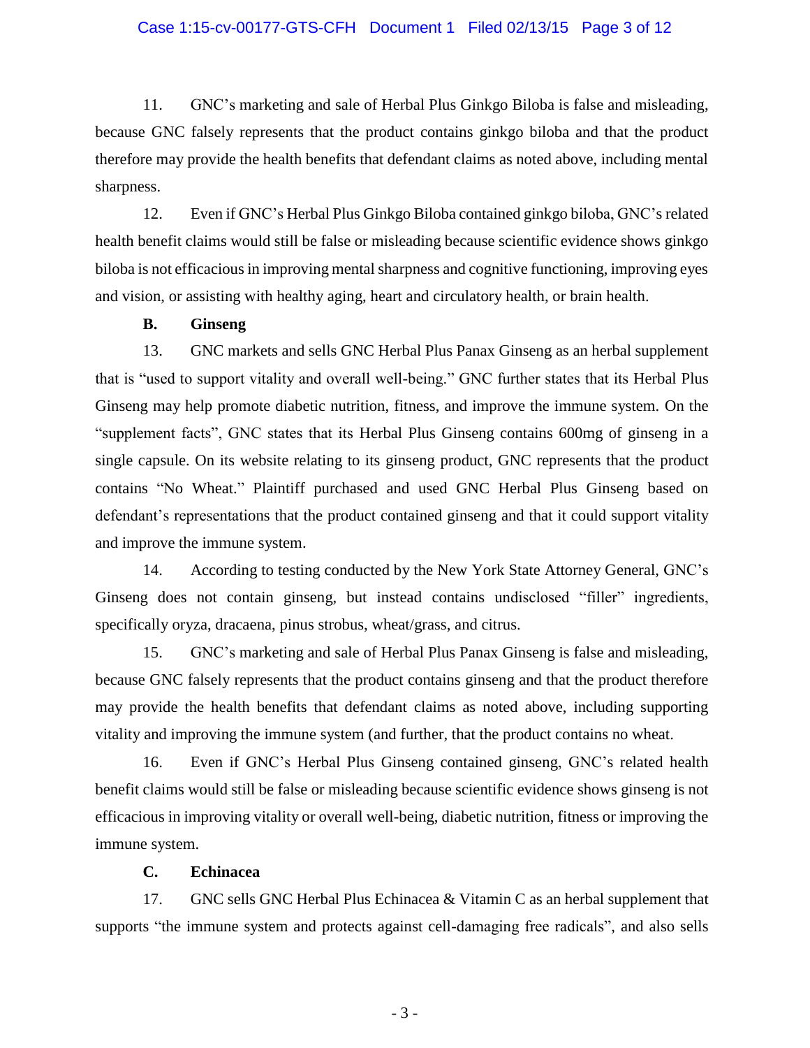11. GNC's marketing and sale of Herbal Plus Ginkgo Biloba is false and misleading, because GNC falsely represents that the product contains ginkgo biloba and that the product therefore may provide the health benefits that defendant claims as noted above, including mental sharpness.

12. Even if GNC's Herbal Plus Ginkgo Biloba contained ginkgo biloba, GNC's related health benefit claims would still be false or misleading because scientific evidence shows ginkgo biloba is not efficacious in improving mental sharpness and cognitive functioning, improving eyes and vision, or assisting with healthy aging, heart and circulatory health, or brain health.

**B. Ginseng**

13. GNC markets and sells GNC Herbal Plus Panax Ginseng as an herbal supplement that is "used to support vitality and overall well-being." GNC further states that its Herbal Plus Ginseng may help promote diabetic nutrition, fitness, and improve the immune system. On the "supplement facts", GNC states that its Herbal Plus Ginseng contains 600mg of ginseng in a single capsule. On its website relating to its ginseng product, GNC represents that the product contains "No Wheat." Plaintiff purchased and used GNC Herbal Plus Ginseng based on defendant's representations that the product contained ginseng and that it could support vitality and improve the immune system.

14. According to testing conducted by the New York State Attorney General, GNC's Ginseng does not contain ginseng, but instead contains undisclosed "filler" ingredients, specifically oryza, dracaena, pinus strobus, wheat/grass, and citrus.

15. GNC's marketing and sale of Herbal Plus Panax Ginseng is false and misleading, because GNC falsely represents that the product contains ginseng and that the product therefore may provide the health benefits that defendant claims as noted above, including supporting vitality and improving the immune system (and further, that the product contains no wheat.

16. Even if GNC's Herbal Plus Ginseng contained ginseng, GNC's related health benefit claims would still be false or misleading because scientific evidence shows ginseng is not efficacious in improving vitality or overall well-being, diabetic nutrition, fitness or improving the immune system.

**C. Echinacea**

17. GNC sells GNC Herbal Plus Echinacea & Vitamin C as an herbal supplement that supports "the immune system and protects against cell-damaging free radicals", and also sells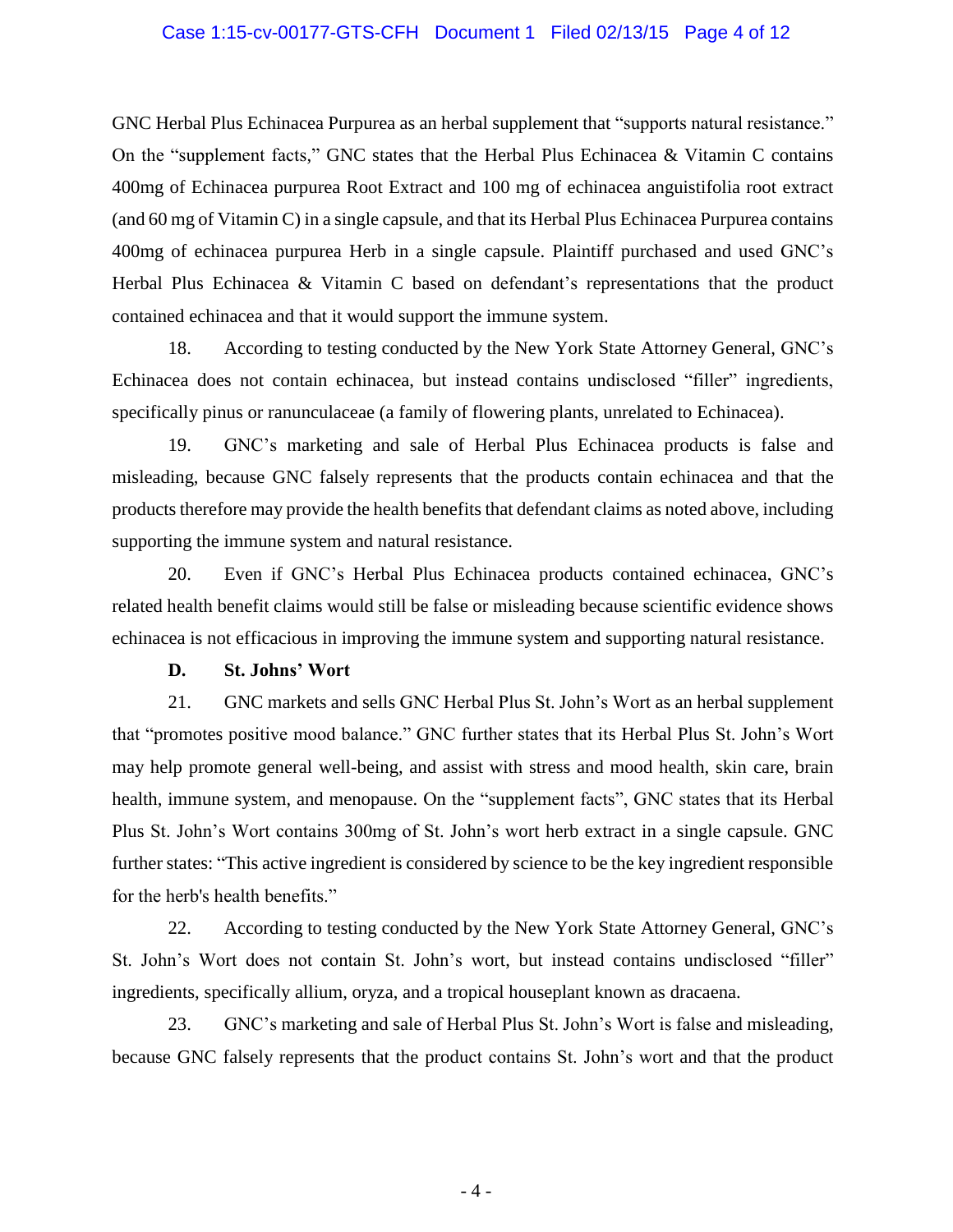GNC Herbal Plus Echinacea Purpurea as an herbal supplement that "supports natural resistance." On the "supplement facts," GNC states that the Herbal Plus Echinacea & Vitamin C contains 400mg of Echinacea purpurea Root Extract and 100 mg of echinacea anguistifolia root extract (and 60 mg of Vitamin C) in a single capsule, and that its Herbal Plus Echinacea Purpurea contains 400mg of echinacea purpurea Herb in a single capsule. Plaintiff purchased and used GNC's Herbal Plus Echinacea & Vitamin C based on defendant's representations that the product contained echinacea and that it would support the immune system.

18. According to testing conducted by the New York State Attorney General, GNC's Echinacea does not contain echinacea, but instead contains undisclosed "filler" ingredients, specifically pinus or ranunculaceae (a family of flowering plants, unrelated to Echinacea).

19. GNC's marketing and sale of Herbal Plus Echinacea products is false and misleading, because GNC falsely represents that the products contain echinacea and that the products therefore may provide the health benefits that defendant claims as noted above, including supporting the immune system and natural resistance.

20. Even if GNC's Herbal Plus Echinacea products contained echinacea, GNC's related health benefit claims would still be false or misleading because scientific evidence shows echinacea is not efficacious in improving the immune system and supporting natural resistance.

**D. St. Johns' Wort**

21. GNC markets and sells GNC Herbal Plus St. John's Wort as an herbal supplement that "promotes positive mood balance." GNC further states that its Herbal Plus St. John's Wort may help promote general well-being, and assist with stress and mood health, skin care, brain health, immune system, and menopause. On the "supplement facts", GNC states that its Herbal Plus St. John's Wort contains 300mg of St. John's wort herb extract in a single capsule. GNC further states: "This active ingredient is considered by science to be the key ingredient responsible for the herb's health benefits."

22. According to testing conducted by the New York State Attorney General, GNC's St. John's Wort does not contain St. John's wort, but instead contains undisclosed "filler" ingredients, specifically allium, oryza, and a tropical houseplant known as dracaena.

23. GNC's marketing and sale of Herbal Plus St. John's Wort is false and misleading, because GNC falsely represents that the product contains St. John's wort and that the product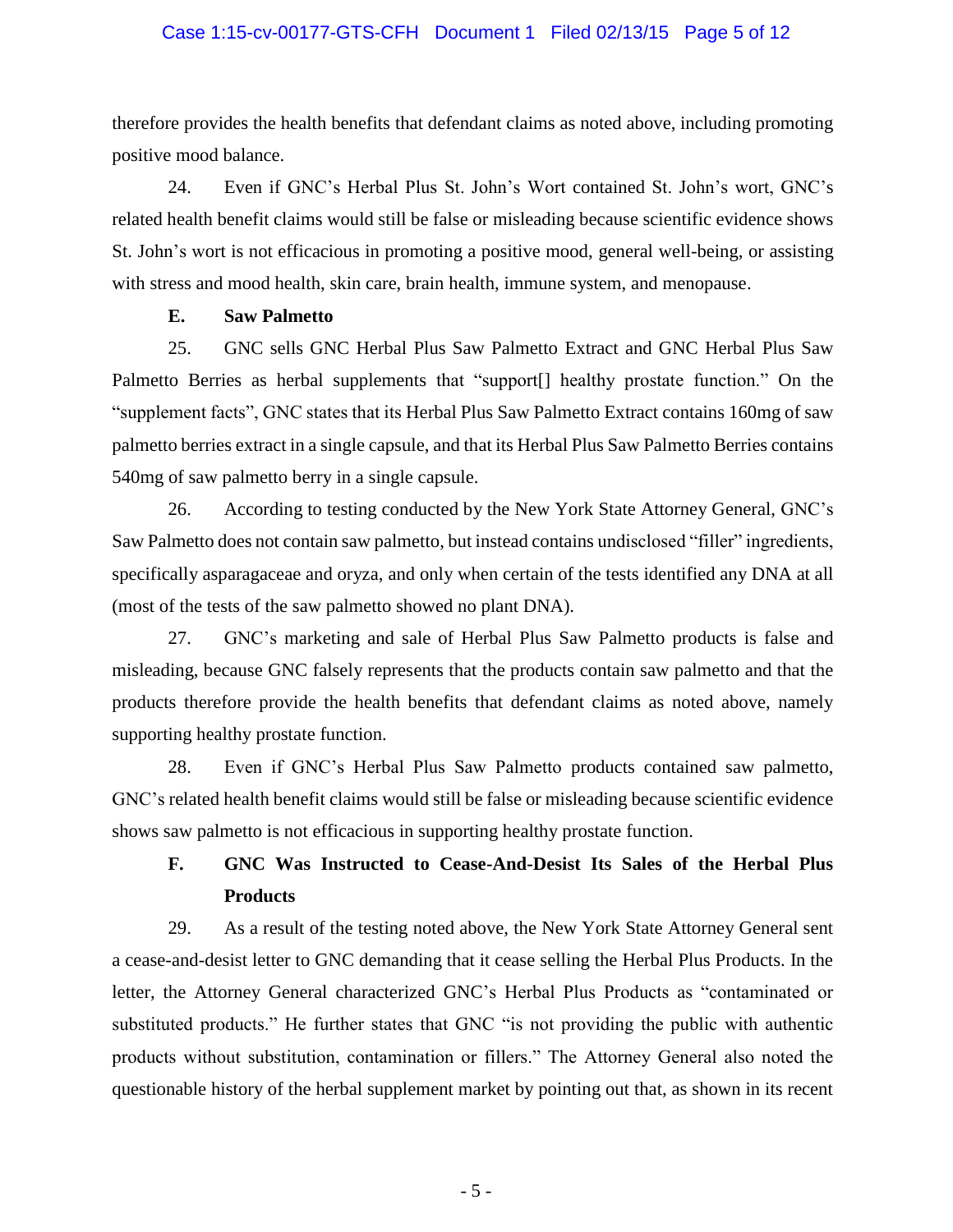therefore provides the health benefits that defendant claims as noted above, including promoting positive mood balance.

24. Even if GNC's Herbal Plus St. John's Wort contained St. John's wort, GNC's related health benefit claims would still be false or misleading because scientific evidence shows St. John's wort is not efficacious in promoting a positive mood, general well-being, or assisting with stress and mood health, skin care, brain health, immune system, and menopause.

### E. Saw Palmetto

25. GNC sells GNC Herbal Plus Saw Palmetto Extract and GNC Herbal Plus Saw Palmetto Berries as herbal supplements that "support[] healthy prostate function." On the "supplement facts", GNC states that its Herbal Plus Saw Palmetto Extract contains 160mg of saw palmetto berries extract in a single capsule, and that its Herbal Plus Saw Palmetto Berries contains 540mg of saw palmetto berry in a single capsule.

26. According to testing conducted by the New York State Attorney General, GNC's Saw Palmetto does not contain saw palmetto, but instead contains undisclosed "filler" ingredients, specifically asparagaceae and oryza, and only when certain of the tests identified any DNA at all (most of the tests of the saw palmetto showed no plant DNA).

27. GNC's marketing and sale of Herbal Plus Saw Palmetto products is false and misleading, because GNC falsely represents that the products contain saw palmetto and that the products therefore provide the health benefits that defendant claims as noted above, namely supporting healthy prostate function.

28. Even if GNC's Herbal Plus Saw Palmetto products contained saw palmetto, GNC's related health benefit claims would still be false or misleading because scientific evidence shows saw palmetto is not efficacious in supporting healthy prostate function.

### F. GNC Was Instructed to Cease-And-Desist Its Sales of the Herbal Plus Products

29. As a result of the testing noted above, the New York State Attorney General sent a cease-and-desist letter to GNC demanding that it cease selling the Herbal Plus Products. In the letter, the Attorney General characterized GNC's Herbal Plus Products as "contaminated or substituted products." He further states that GNC "is not providing the public with authentic products without substitution, contamination or fillers." The Attorney General also noted the questionable history of the herbal supplement market by pointing out that, as shown in its recent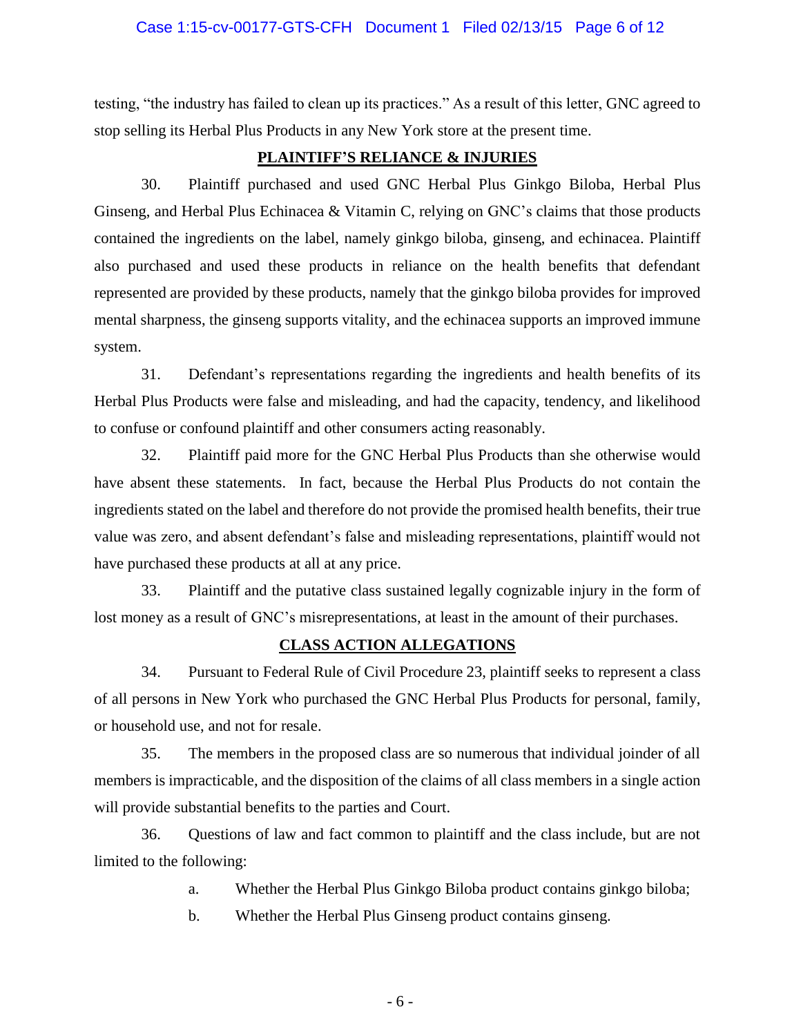testing, "the industry has failed to clean up its practices." As a result of this letter, GNC agreed to stop selling its Herbal Plus Products in any New York store at the present time.

## PLAINTIFF'S RELIANCE & INJURIES

30. Plaintiff purchased and used GNC Herbal Plus Ginkgo Biloba, Herbal Plus Ginseng, and Herbal Plus Echinacea & Vitamin C, relying on GNC's claims that those products contained the ingredients on the label, namely ginkgo biloba, ginseng, and echinacea. Plaintiff also purchased and used these products in reliance on the health benefits that defendant represented are provided by these products, namely that the ginkgo biloba provides for improved mental sharpness, the ginseng supports vitality, and the echinacea supports an improved immune system.

31. Defendant's representations regarding the ingredients and health benefits of its Herbal Plus Products were false and misleading, and had the capacity, tendency, and likelihood to confuse or confound plaintiff and other consumers acting reasonably.

32. Plaintiff paid more for the GNC Herbal Plus Products than she otherwise would have absent these statements. In fact, because the Herbal Plus Products do not contain the ingredients stated on the label and therefore do not provide the promised health benefits, their true value was zero, and absent defendant's false and misleading representations, plaintiff would not have purchased these products at all at any price.

33. Plaintiff and the putative class sustained legally cognizable injury in the form of lost money as a result of GNC's misrepresentations, at least in the amount of their purchases.

## CLASS ACTION ALLEGATIONS

34. Pursuant to Federal Rule of Civil Procedure 23, plaintiff seeks to represent a class of all persons in New York who purchased the GNC Herbal Plus Products for personal, family, or household use, and not for resale.

35. The members in the proposed class are so numerous that individual joinder of all members is impracticable, and the disposition of the claims of all class members in a single action will provide substantial benefits to the parties and Court.

36. Questions of law and fact common to plaintiff and the class include, but are not limited to the following:

a. Whether the Herbal Plus Ginkgo Biloba product contains ginkgo biloba;

b. Whether the Herbal Plus Ginseng product contains ginseng.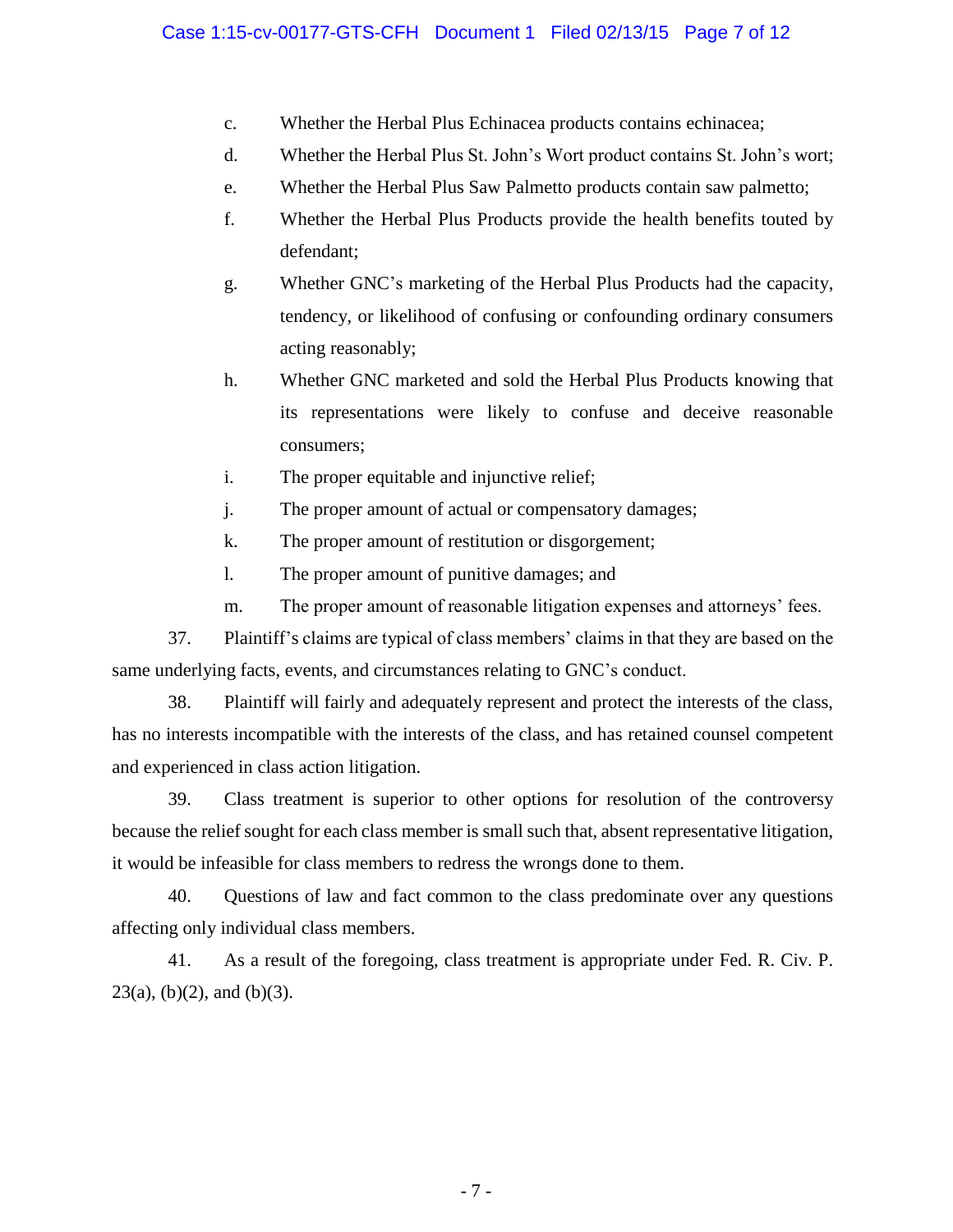c. Whether the Herbal Plus Echinacea products contains echinacea;

d. Whether the Herbal Plus St. John's Wort product contains St. John's wort;

e. Whether the Herbal Plus Saw Palmetto products contain saw palmetto;

f. Whether the Herbal Plus Products provide the health benefits touted by defendant;

g. Whether GNC's marketing of the Herbal Plus Products had the capacity, tendency, or likelihood of confusing or confounding ordinary consumers acting reasonably;

h. Whether GNC marketed and sold the Herbal Plus Products knowing that its representations were likely to confuse and deceive reasonable consumers;

i. The proper equitable and injunctive relief;

j. The proper amount of actual or compensatory damages;

k. The proper amount of restitution or disgorgement;

l. The proper amount of punitive damages; and

m. The proper amount of reasonable litigation expenses and attorneys' fees.

37. Plaintiff's claims are typical of class members' claims in that they are based on the same underlying facts, events, and circumstances relating to GNC's conduct.

38. Plaintiff will fairly and adequately represent and protect the interests of the class, has no interests incompatible with the interests of the class, and has retained counsel competent and experienced in class action litigation.

39. Class treatment is superior to other options for resolution of the controversy because the relief sought for each class member is small such that, absent representative litigation, it would be infeasible for class members to redress the wrongs done to them.

40. Questions of law and fact common to the class predominate over any questions affecting only individual class members.

41. As a result of the foregoing, class treatment is appropriate under Fed. R. Civ. P. 23(a), (b)(2), and (b)(3).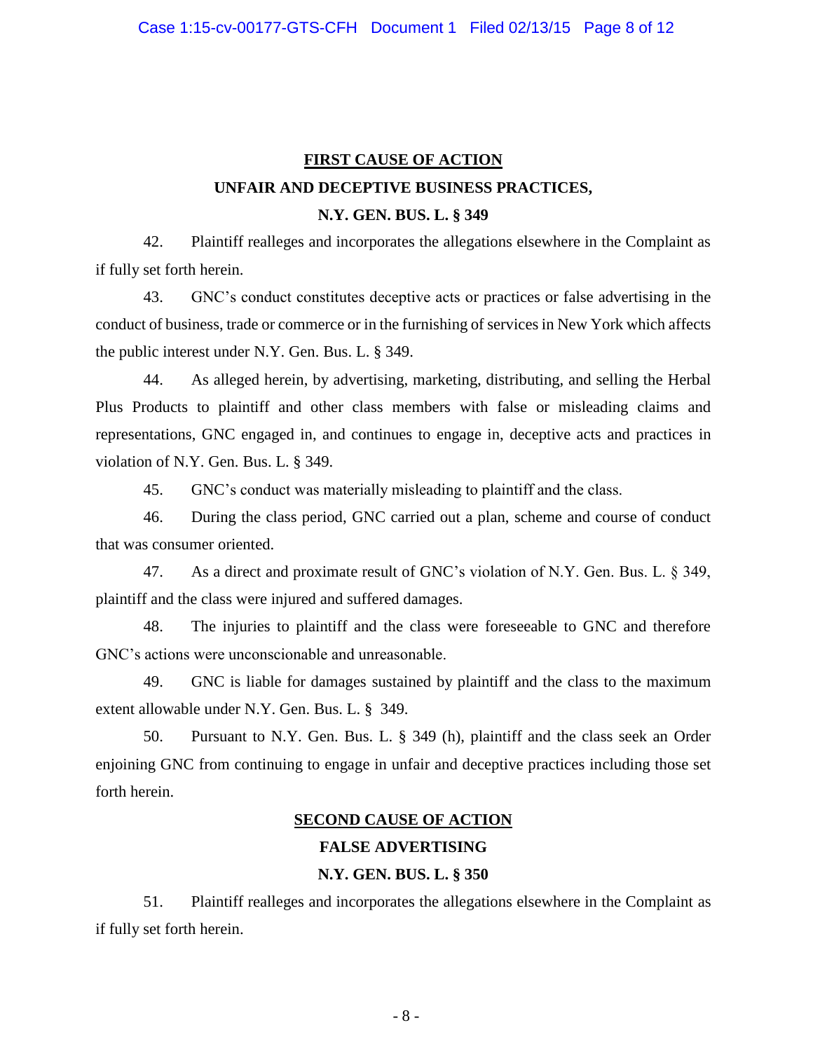## FIRST CAUSE OF ACTION

### UNFAIR AND DECEPTIVE BUSINESS PRACTICES,

### N.Y. GEN. BUS. L. § 349

42. Plaintiff realleges and incorporates the allegations elsewhere in the Complaint as if fully set forth herein.

43. GNC's conduct constitutes deceptive acts or practices or false advertising in the conduct of business, trade or commerce or in the furnishing of services in New York which affects the public interest under N.Y. Gen. Bus. L. § 349.

44. As alleged herein, by advertising, marketing, distributing, and selling the Herbal Plus Products to plaintiff and other class members with false or misleading claims and representations, GNC engaged in, and continues to engage in, deceptive acts and practices in violation of N.Y. Gen. Bus. L. § 349.

45. GNC's conduct was materially misleading to plaintiff and the class.

46. During the class period, GNC carried out a plan, scheme and course of conduct that was consumer oriented.

47. As a direct and proximate result of GNC's violation of N.Y. Gen. Bus. L. § 349, plaintiff and the class were injured and suffered damages.

48. The injuries to plaintiff and the class were foreseeable to GNC and therefore GNC's actions were unconscionable and unreasonable.

49. GNC is liable for damages sustained by plaintiff and the class to the maximum extent allowable under N.Y. Gen. Bus. L. § 349.

50. Pursuant to N.Y. Gen. Bus. L. § 349 (h), plaintiff and the class seek an Order enjoining GNC from continuing to engage in unfair and deceptive practices including those set forth herein.

## SECOND CAUSE OF ACTION

### FALSE ADVERTISING

### N.Y. GEN. BUS. L. § 350

51. Plaintiff realleges and incorporates the allegations elsewhere in the Complaint as if fully set forth herein.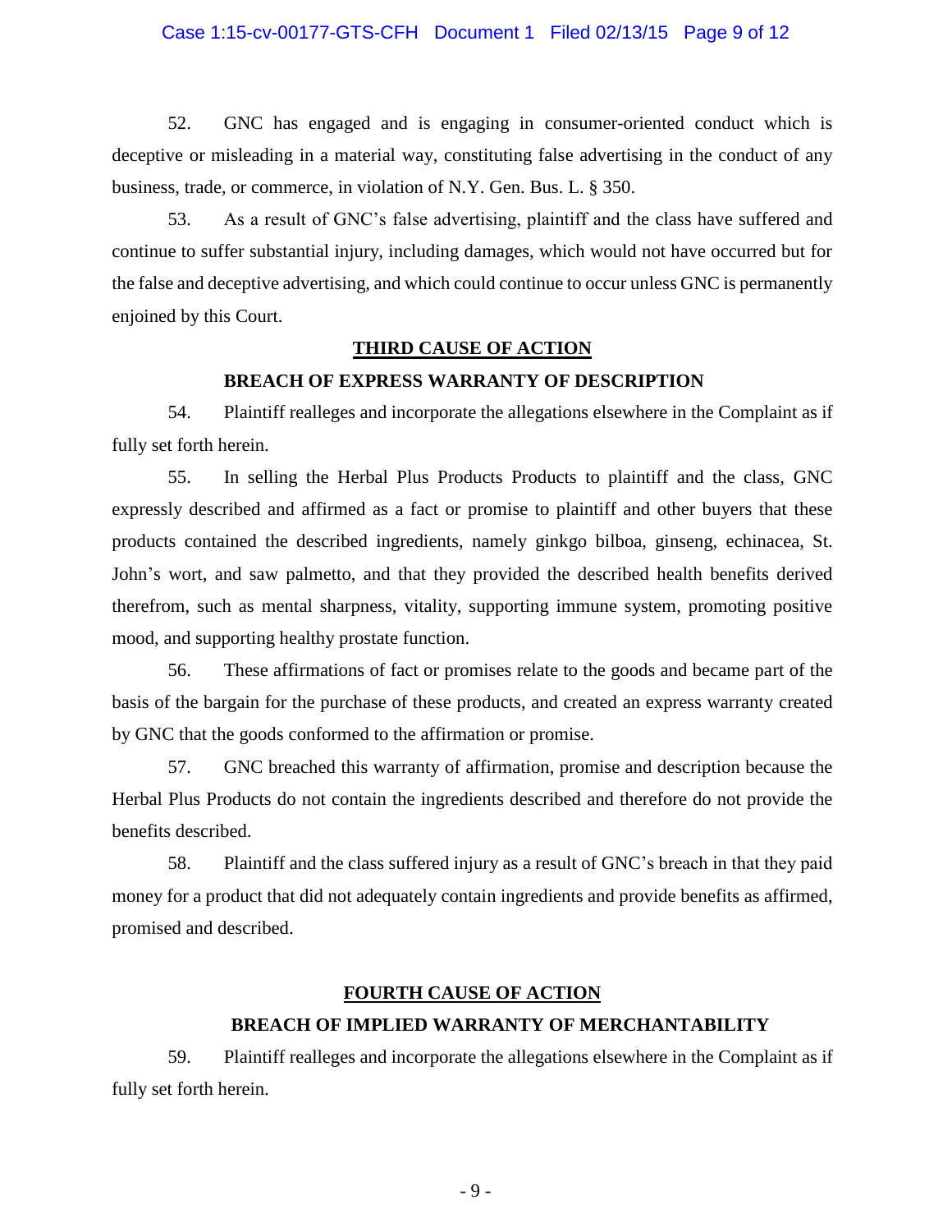52. GNC has engaged and is engaging in consumer-oriented conduct which is deceptive or misleading in a material way, constituting false advertising in the conduct of any business, trade, or commerce, in violation of N.Y. Gen. Bus. L. § 350.

53. As a result of GNC's false advertising, plaintiff and the class have suffered and continue to suffer substantial injury, including damages, which would not have occurred but for the false and deceptive advertising, and which could continue to occur unless GNC is permanently enjoined by this Court.

## THIRD CAUSE OF ACTION

### BREACH OF EXPRESS WARRANTY OF DESCRIPTION

54. Plaintiff realleges and incorporate the allegations elsewhere in the Complaint as if fully set forth herein.

55. In selling the Herbal Plus Products Products to plaintiff and the class, GNC expressly described and affirmed as a fact or promise to plaintiff and other buyers that these products contained the described ingredients, namely ginkgo bilboa, ginseng, echinacea, St. John's wort, and saw palmetto, and that they provided the described health benefits derived therefrom, such as mental sharpness, vitality, supporting immune system, promoting positive mood, and supporting healthy prostate function.

56. These affirmations of fact or promises relate to the goods and became part of the basis of the bargain for the purchase of these products, and created an express warranty created by GNC that the goods conformed to the affirmation or promise.

57. GNC breached this warranty of affirmation, promise and description because the Herbal Plus Products do not contain the ingredients described and therefore do not provide the benefits described.

58. Plaintiff and the class suffered injury as a result of GNC's breach in that they paid money for a product that did not adequately contain ingredients and provide benefits as affirmed, promised and described.

## FOURTH CAUSE OF ACTION

### BREACH OF IMPLIED WARRANTY OF MERCHANTABILITY

59. Plaintiff realleges and incorporate the allegations elsewhere in the Complaint as if fully set forth herein.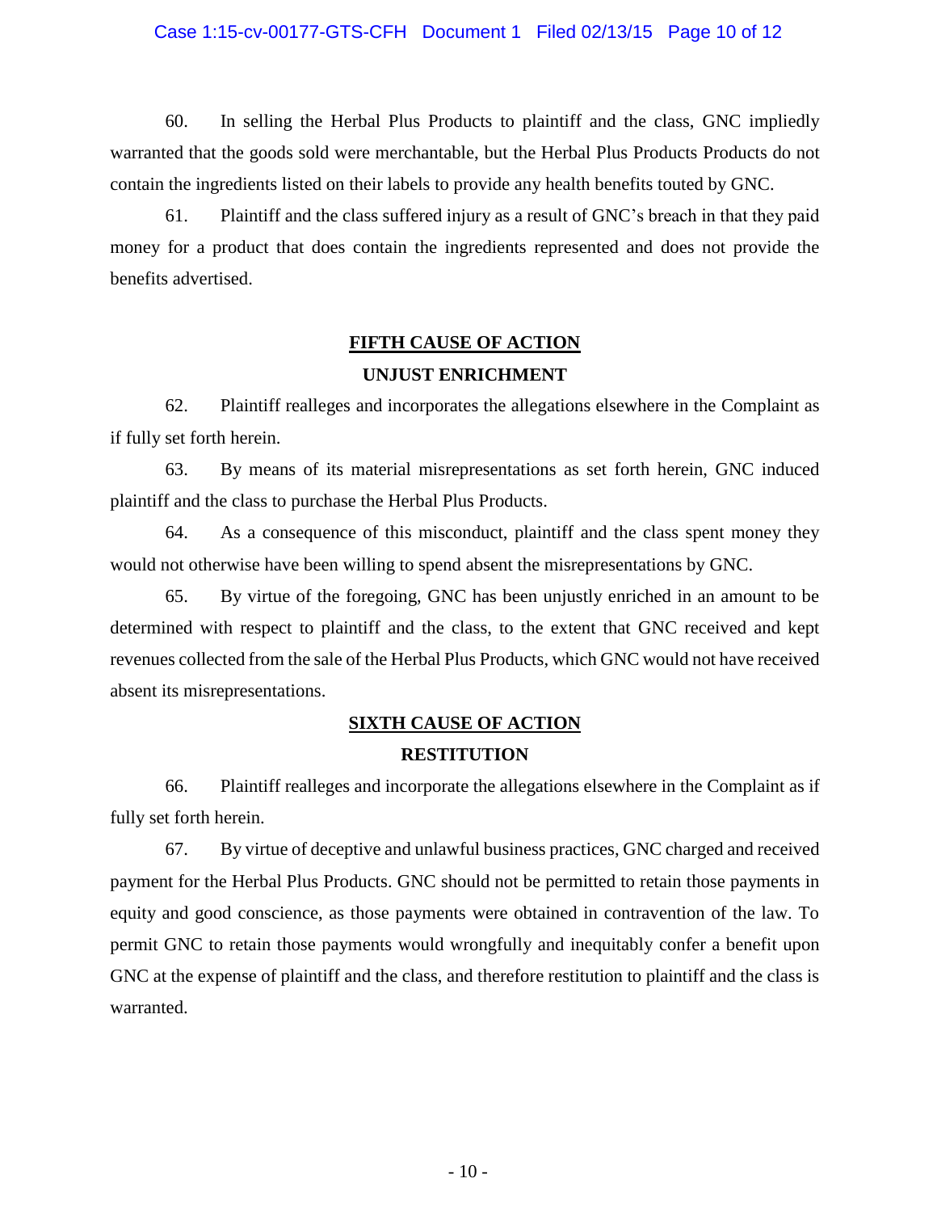60. In selling the Herbal Plus Products to plaintiff and the class, GNC impliedly warranted that the goods sold were merchantable, but the Herbal Plus Products Products do not contain the ingredients listed on their labels to provide any health benefits touted by GNC.

61. Plaintiff and the class suffered injury as a result of GNC's breach in that they paid money for a product that does contain the ingredients represented and does not provide the benefits advertised.

## FIFTH CAUSE OF ACTION

### UNJUST ENRICHMENT

62. Plaintiff realleges and incorporates the allegations elsewhere in the Complaint as if fully set forth herein.

63. By means of its material misrepresentations as set forth herein, GNC induced plaintiff and the class to purchase the Herbal Plus Products.

64. As a consequence of this misconduct, plaintiff and the class spent money they would not otherwise have been willing to spend absent the misrepresentations by GNC.

65. By virtue of the foregoing, GNC has been unjustly enriched in an amount to be determined with respect to plaintiff and the class, to the extent that GNC received and kept revenues collected from the sale of the Herbal Plus Products, which GNC would not have received absent its misrepresentations.

## SIXTH CAUSE OF ACTION

### RESTITUTION

66. Plaintiff realleges and incorporate the allegations elsewhere in the Complaint as if fully set forth herein.

67. By virtue of deceptive and unlawful business practices, GNC charged and received payment for the Herbal Plus Products. GNC should not be permitted to retain those payments in equity and good conscience, as those payments were obtained in contravention of the law. To permit GNC to retain those payments would wrongfully and inequitably confer a benefit upon GNC at the expense of plaintiff and the class, and therefore restitution to plaintiff and the class is warranted.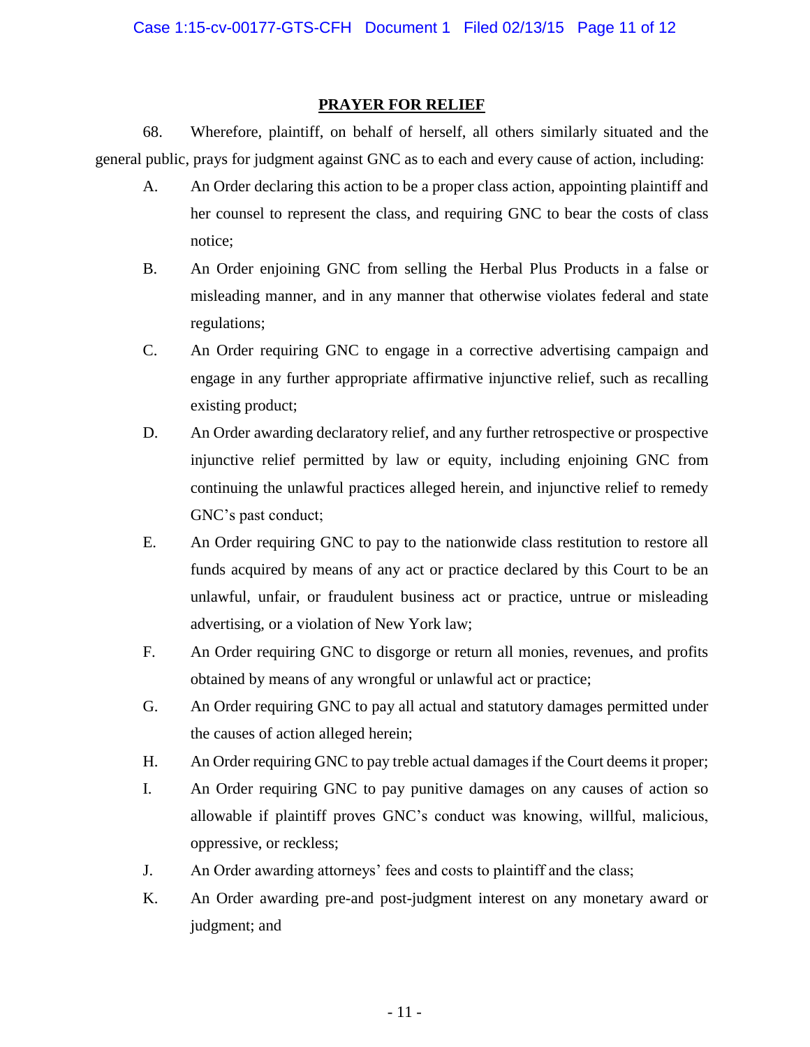## PRAYER FOR RELIEF

68. Wherefore, plaintiff, on behalf of herself, all others similarly situated and the general public, prays for judgment against GNC as to each and every cause of action, including:

A. An Order declaring this action to be a proper class action, appointing plaintiff and her counsel to represent the class, and requiring GNC to bear the costs of class notice;

B. An Order enjoining GNC from selling the Herbal Plus Products in a false or misleading manner, and in any manner that otherwise violates federal and state regulations;

C. An Order requiring GNC to engage in a corrective advertising campaign and engage in any further appropriate affirmative injunctive relief, such as recalling existing product;

D. An Order awarding declaratory relief, and any further retrospective or prospective injunctive relief permitted by law or equity, including enjoining GNC from continuing the unlawful practices alleged herein, and injunctive relief to remedy GNC's past conduct;

E. An Order requiring GNC to pay to the nationwide class restitution to restore all funds acquired by means of any act or practice declared by this Court to be an unlawful, unfair, or fraudulent business act or practice, untrue or misleading advertising, or a violation of New York law;

F. An Order requiring GNC to disgorge or return all monies, revenues, and profits obtained by means of any wrongful or unlawful act or practice;

G. An Order requiring GNC to pay all actual and statutory damages permitted under the causes of action alleged herein;

H. An Order requiring GNC to pay treble actual damages if the Court deems it proper;

I. An Order requiring GNC to pay punitive damages on any causes of action so allowable if plaintiff proves GNC's conduct was knowing, willful, malicious, oppressive, or reckless;

J. An Order awarding attorneys' fees and costs to plaintiff and the class;

K. An Order awarding pre-and post-judgment interest on any monetary award or judgment; and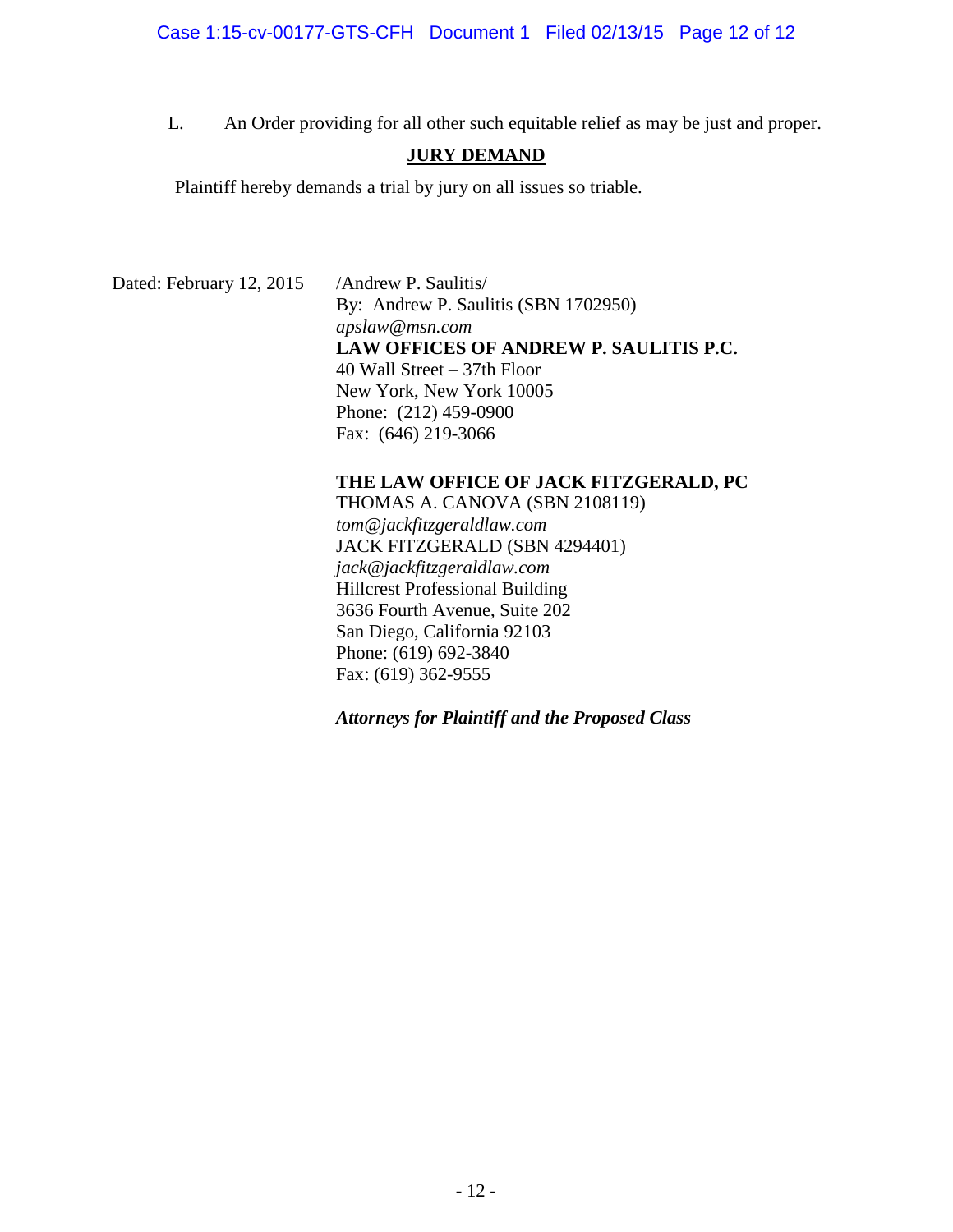L. An Order providing for all other such equitable relief as may be just and proper.

## JURY DEMAND

Plaintiff hereby demands a trial by jury on all issues so triable.

Dated: February 12, 2015

/Andrew P. Saulitis/
By: Andrew P. Saulitis (SBN 1702950)
*apslaw@msn.com*
**LAW OFFICES OF ANDREW P. SAULITIS P.C.**
40 Wall Street – 37th Floor
New York, New York 10005
Phone: (212) 459-0900
Fax: (646) 219-3066

**THE LAW OFFICE OF JACK FITZGERALD, PC**
THOMAS A. CANOVA (SBN 2108119)
*tom@jackfitzgeraldlaw.com*
JACK FITZGERALD (SBN 4294401)
*jack@jackfitzgeraldlaw.com*
Hillcrest Professional Building
3636 Fourth Avenue, Suite 202
San Diego, California 92103
Phone: (619) 692-3840
Fax: (619) 362-9555

***Attorneys for Plaintiff and the Proposed Class***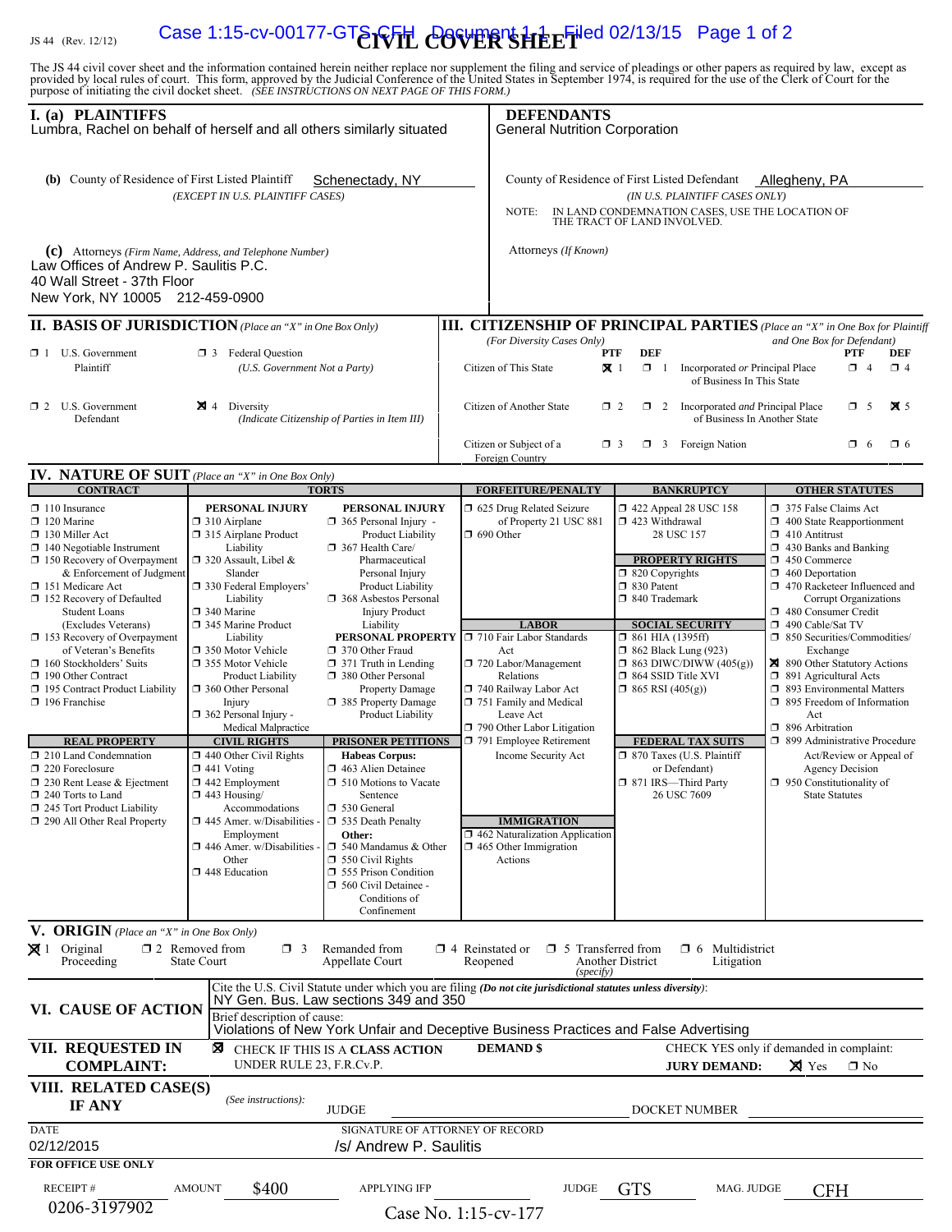JS 44 (Rev. 12/12)

# CIVIL COVER SHEET

The JS 44 civil cover sheet and the information contained herein neither replace nor supplement the filing and service of pleadings or other papers as required by law, except as provided by local rules of court. This form, approved by the Judicial Conference of the United States in September 1974, is required for the use of the Clerk of Court for the purpose of initiating the civil docket sheet. *(SEE INSTRUCTIONS ON NEXT PAGE OF THIS FORM.)*

## I. (a) PLAINTIFFS

Lumbra, Rachel on behalf of herself and all others similarly situated

**(b)** County of Residence of First Listed Plaintiff: Schenectady, NY
*(EXCEPT IN U.S. PLAINTIFF CASES)*

**(c)** Attorneys *(Firm Name, Address, and Telephone Number)*
Law Offices of Andrew P. Saulitis P.C.
40 Wall Street - 37th Floor
New York, NY 10005 212-459-0900

## DEFENDANTS

General Nutrition Corporation

County of Residence of First Listed Defendant: Allegheny, PA
*(IN U.S. PLAINTIFF CASES ONLY)*

NOTE: IN LAND CONDEMNATION CASES, USE THE LOCATION OF THE TRACT OF LAND INVOLVED.

Attorneys *(If Known)*

## II. BASIS OF JURISDICTION *(Place an "X" in One Box Only)*

- ☐ 1 U.S. Government Plaintiff
- ☐ 3 Federal Question *(U.S. Government Not a Party)*
- ☐ 2 U.S. Government Defendant
- ☒ 4 Diversity *(Indicate Citizenship of Parties in Item III)*

## III. CITIZENSHIP OF PRINCIPAL PARTIES *(Place an "X" in One Box for Plaintiff and One Box for Defendant)* *(For Diversity Cases Only)*

| | PTF | DEF | | PTF | DEF |
|---|---|---|---|---|---|
| Citizen of This State | ☒ 1 | ☐ 1 | Incorporated *or* Principal Place of Business In This State | ☐ 4 | ☐ 4 |
| Citizen of Another State | ☐ 2 | ☐ 2 | Incorporated *and* Principal Place of Business In Another State | ☐ 5 | ☒ 5 |
| Citizen or Subject of a Foreign Country | ☐ 3 | ☐ 3 | Foreign Nation | ☐ 6 | ☐ 6 |

## IV. NATURE OF SUIT *(Place an "X" in One Box Only)*

**CONTRACT**
- ☐ 110 Insurance
- ☐ 120 Marine
- ☐ 130 Miller Act
- ☐ 140 Negotiable Instrument
- ☐ 150 Recovery of Overpayment & Enforcement of Judgment
- ☐ 151 Medicare Act
- ☐ 152 Recovery of Defaulted Student Loans (Excludes Veterans)
- ☐ 153 Recovery of Overpayment of Veteran's Benefits
- ☐ 160 Stockholders' Suits
- ☐ 190 Other Contract
- ☐ 195 Contract Product Liability
- ☐ 196 Franchise

**REAL PROPERTY**
- ☐ 210 Land Condemnation
- ☐ 220 Foreclosure
- ☐ 230 Rent Lease & Ejectment
- ☐ 240 Torts to Land
- ☐ 245 Tort Product Liability
- ☐ 290 All Other Real Property

**TORTS**

*PERSONAL INJURY*
- ☐ 310 Airplane
- ☐ 315 Airplane Product Liability
- ☐ 320 Assault, Libel & Slander
- ☐ 330 Federal Employers' Liability
- ☐ 340 Marine
- ☐ 345 Marine Product Liability
- ☐ 350 Motor Vehicle
- ☐ 355 Motor Vehicle Product Liability
- ☐ 360 Other Personal Injury
- ☐ 362 Personal Injury - Medical Malpractice

*PERSONAL INJURY*
- ☐ 365 Personal Injury - Product Liability
- ☐ 367 Health Care/ Pharmaceutical Personal Injury Product Liability
- ☐ 368 Asbestos Personal Injury Product Liability

*PERSONAL PROPERTY*
- ☐ 370 Other Fraud
- ☐ 371 Truth in Lending
- ☐ 380 Other Personal Property Damage
- ☐ 385 Property Damage Product Liability

**CIVIL RIGHTS**
- ☐ 440 Other Civil Rights
- ☐ 441 Voting
- ☐ 442 Employment
- ☐ 443 Housing/ Accommodations
- ☐ 445 Amer. w/Disabilities - Employment
- ☐ 446 Amer. w/Disabilities - Other
- ☐ 448 Education

**PRISONER PETITIONS**

*Habeas Corpus:*
- ☐ 463 Alien Detainee
- ☐ 510 Motions to Vacate Sentence
- ☐ 530 General
- ☐ 535 Death Penalty

*Other:*
- ☐ 540 Mandamus & Other
- ☐ 550 Civil Rights
- ☐ 555 Prison Condition
- ☐ 560 Civil Detainee - Conditions of Confinement

**FORFEITURE/PENALTY**
- ☐ 625 Drug Related Seizure of Property 21 USC 881
- ☐ 690 Other

**LABOR**
- ☐ 710 Fair Labor Standards Act
- ☐ 720 Labor/Management Relations
- ☐ 740 Railway Labor Act
- ☐ 751 Family and Medical Leave Act
- ☐ 790 Other Labor Litigation
- ☐ 791 Employee Retirement Income Security Act

**IMMIGRATION**
- ☐ 462 Naturalization Application
- ☐ 465 Other Immigration Actions

**BANKRUPTCY**
- ☐ 422 Appeal 28 USC 158
- ☐ 423 Withdrawal 28 USC 157

**PROPERTY RIGHTS**
- ☐ 820 Copyrights
- ☐ 830 Patent
- ☐ 840 Trademark

**SOCIAL SECURITY**
- ☐ 861 HIA (1395ff)
- ☐ 862 Black Lung (923)
- ☐ 863 DIWC/DIWW (405(g))
- ☐ 864 SSID Title XVI
- ☐ 865 RSI (405(g))

**FEDERAL TAX SUITS**
- ☐ 870 Taxes (U.S. Plaintiff or Defendant)
- ☐ 871 IRS—Third Party 26 USC 7609

**OTHER STATUTES**
- ☐ 375 False Claims Act
- ☐ 400 State Reapportionment
- ☐ 410 Antitrust
- ☐ 430 Banks and Banking
- ☐ 450 Commerce
- ☐ 460 Deportation
- ☐ 470 Racketeer Influenced and Corrupt Organizations
- ☐ 480 Consumer Credit
- ☐ 490 Cable/Sat TV
- ☐ 850 Securities/Commodities/ Exchange
- ☒ 890 Other Statutory Actions
- ☐ 891 Agricultural Acts
- ☐ 893 Environmental Matters
- ☐ 895 Freedom of Information Act
- ☐ 896 Arbitration
- ☐ 899 Administrative Procedure Act/Review or Appeal of Agency Decision
- ☐ 950 Constitutionality of State Statutes

## V. ORIGIN *(Place an "X" in One Box Only)*

- ☒ 1 Original Proceeding
- ☐ 2 Removed from State Court
- ☐ 3 Remanded from Appellate Court
- ☐ 4 Reinstated or Reopened
- ☐ 5 Transferred from Another District *(specify)*
- ☐ 6 Multidistrict Litigation

## VI. CAUSE OF ACTION

Cite the U.S. Civil Statute under which you are filing *(Do not cite jurisdictional statutes unless diversity)*:
NY Gen. Bus. Law sections 349 and 350

Brief description of cause:
Violations of New York Unfair and Deceptive Business Practices and False Advertising

## VII. REQUESTED IN COMPLAINT:

☒ CHECK IF THIS IS A **CLASS ACTION** UNDER RULE 23, F.R.Cv.P.

**DEMAND $**

CHECK YES only if demanded in complaint: **JURY DEMAND:** ☒ Yes ☐ No

## VIII. RELATED CASE(S) IF ANY

*(See instructions)*: JUDGE ______ DOCKET NUMBER ______

DATE: 02/12/2015

SIGNATURE OF ATTORNEY OF RECORD: /s/ Andrew P. Saulitis

**FOR OFFICE USE ONLY**

RECEIPT # 0206-3197902 AMOUNT $400 APPLYING IFP ______ JUDGE GTS MAG. JUDGE CFH

Case No. 1:15-cv-177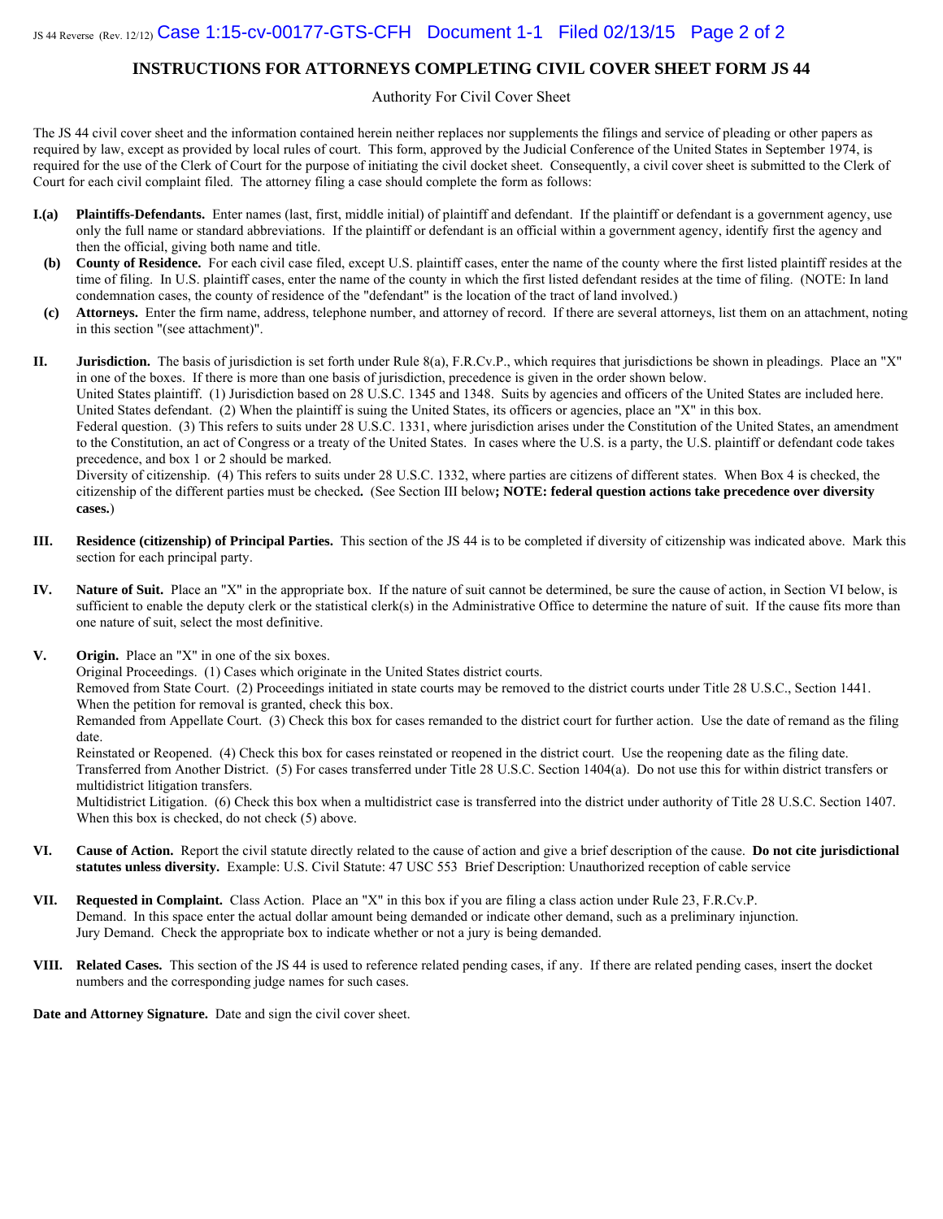# INSTRUCTIONS FOR ATTORNEYS COMPLETING CIVIL COVER SHEET FORM JS 44

Authority For Civil Cover Sheet

The JS 44 civil cover sheet and the information contained herein neither replaces nor supplements the filings and service of pleading or other papers as required by law, except as provided by local rules of court. This form, approved by the Judicial Conference of the United States in September 1974, is required for the use of the Clerk of Court for the purpose of initiating the civil docket sheet. Consequently, a civil cover sheet is submitted to the Clerk of Court for each civil complaint filed. The attorney filing a case should complete the form as follows:

**I.(a) Plaintiffs-Defendants.** Enter names (last, first, middle initial) of plaintiff and defendant. If the plaintiff or defendant is a government agency, use only the full name or standard abbreviations. If the plaintiff or defendant is an official within a government agency, identify first the agency and then the official, giving both name and title.

**(b) County of Residence.** For each civil case filed, except U.S. plaintiff cases, enter the name of the county where the first listed plaintiff resides at the time of filing. In U.S. plaintiff cases, enter the name of the county in which the first listed defendant resides at the time of filing. (NOTE: In land condemnation cases, the county of residence of the "defendant" is the location of the tract of land involved.)

**(c) Attorneys.** Enter the firm name, address, telephone number, and attorney of record. If there are several attorneys, list them on an attachment, noting in this section "(see attachment)".

**II. Jurisdiction.** The basis of jurisdiction is set forth under Rule 8(a), F.R.Cv.P., which requires that jurisdictions be shown in pleadings. Place an "X" in one of the boxes. If there is more than one basis of jurisdiction, precedence is given in the order shown below.
United States plaintiff. (1) Jurisdiction based on 28 U.S.C. 1345 and 1348. Suits by agencies and officers of the United States are included here.
United States defendant. (2) When the plaintiff is suing the United States, its officers or agencies, place an "X" in this box.
Federal question. (3) This refers to suits under 28 U.S.C. 1331, where jurisdiction arises under the Constitution of the United States, an amendment to the Constitution, an act of Congress or a treaty of the United States. In cases where the U.S. is a party, the U.S. plaintiff or defendant code takes precedence, and box 1 or 2 should be marked.
Diversity of citizenship. (4) This refers to suits under 28 U.S.C. 1332, where parties are citizens of different states. When Box 4 is checked, the citizenship of the different parties must be checked**.** (See Section III below**; NOTE: federal question actions take precedence over diversity cases.**)

**III. Residence (citizenship) of Principal Parties.** This section of the JS 44 is to be completed if diversity of citizenship was indicated above. Mark this section for each principal party.

**IV. Nature of Suit.** Place an "X" in the appropriate box. If the nature of suit cannot be determined, be sure the cause of action, in Section VI below, is sufficient to enable the deputy clerk or the statistical clerk(s) in the Administrative Office to determine the nature of suit. If the cause fits more than one nature of suit, select the most definitive.

**V. Origin.** Place an "X" in one of the six boxes.
Original Proceedings. (1) Cases which originate in the United States district courts.
Removed from State Court. (2) Proceedings initiated in state courts may be removed to the district courts under Title 28 U.S.C., Section 1441. When the petition for removal is granted, check this box.
Remanded from Appellate Court. (3) Check this box for cases remanded to the district court for further action. Use the date of remand as the filing date.
Reinstated or Reopened. (4) Check this box for cases reinstated or reopened in the district court. Use the reopening date as the filing date.
Transferred from Another District. (5) For cases transferred under Title 28 U.S.C. Section 1404(a). Do not use this for within district transfers or multidistrict litigation transfers.
Multidistrict Litigation. (6) Check this box when a multidistrict case is transferred into the district under authority of Title 28 U.S.C. Section 1407. When this box is checked, do not check (5) above.

**VI. Cause of Action.** Report the civil statute directly related to the cause of action and give a brief description of the cause. **Do not cite jurisdictional statutes unless diversity.** Example: U.S. Civil Statute: 47 USC 553 Brief Description: Unauthorized reception of cable service

**VII. Requested in Complaint.** Class Action. Place an "X" in this box if you are filing a class action under Rule 23, F.R.Cv.P.
Demand. In this space enter the actual dollar amount being demanded or indicate other demand, such as a preliminary injunction.
Jury Demand. Check the appropriate box to indicate whether or not a jury is being demanded.

**VIII. Related Cases.** This section of the JS 44 is used to reference related pending cases, if any. If there are related pending cases, insert the docket numbers and the corresponding judge names for such cases.

**Date and Attorney Signature.** Date and sign the civil cover sheet.